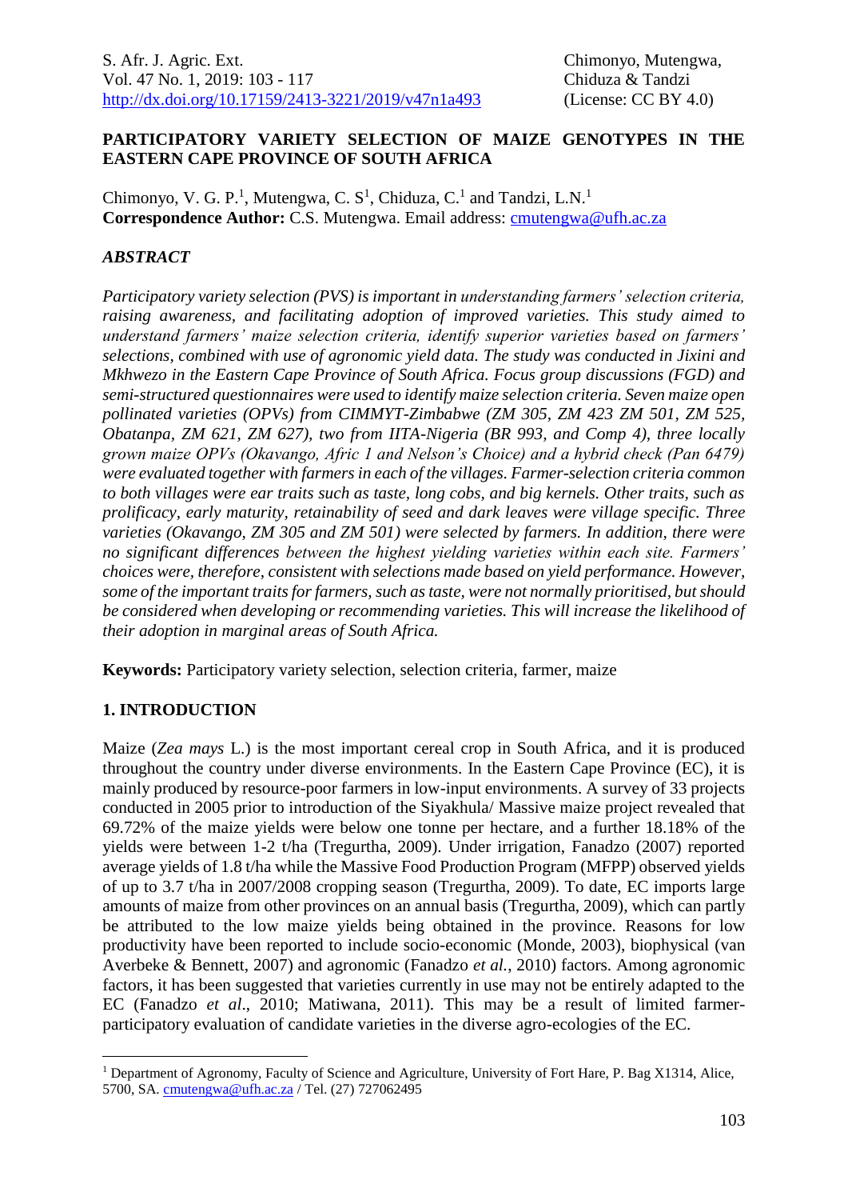# PARTICIPATORY VARIETY SELECTION OF MAIZE GENOTYPES IN THE EASTERN CAPE PROVINCE OF SOUTH AFRICA

Chimonyo, V. G. P.[1], Mutengwa, C. S[1], Chiduza, C.[1] and Tandzi, L.N.[1]
**Correspondence Author:** C.S. Mutengwa. Email address: cmutengwa@ufh.ac.za

## *ABSTRACT*

*Participatory variety selection (PVS) is important in understanding farmers' selection criteria, raising awareness, and facilitating adoption of improved varieties. This study aimed to understand farmers' maize selection criteria, identify superior varieties based on farmers' selections, combined with use of agronomic yield data. The study was conducted in Jixini and Mkhwezo in the Eastern Cape Province of South Africa. Focus group discussions (FGD) and semi-structured questionnaires were used to identify maize selection criteria. Seven maize open pollinated varieties (OPVs) from CIMMYT-Zimbabwe (ZM 305, ZM 423 ZM 501, ZM 525, Obatanpa, ZM 621, ZM 627), two from IITA-Nigeria (BR 993, and Comp 4), three locally grown maize OPVs (Okavango, Afric 1 and Nelson's Choice) and a hybrid check (Pan 6479) were evaluated together with farmers in each of the villages. Farmer-selection criteria common to both villages were ear traits such as taste, long cobs, and big kernels. Other traits, such as prolificacy, early maturity, retainability of seed and dark leaves were village specific. Three varieties (Okavango, ZM 305 and ZM 501) were selected by farmers. In addition, there were no significant differences between the highest yielding varieties within each site. Farmers' choices were, therefore, consistent with selections made based on yield performance. However, some of the important traits for farmers, such as taste, were not normally prioritised, but should be considered when developing or recommending varieties. This will increase the likelihood of their adoption in marginal areas of South Africa.*

**Keywords:** Participatory variety selection, selection criteria, farmer, maize

## 1. INTRODUCTION

Maize (*Zea mays* L.) is the most important cereal crop in South Africa, and it is produced throughout the country under diverse environments. In the Eastern Cape Province (EC), it is mainly produced by resource-poor farmers in low-input environments. A survey of 33 projects conducted in 2005 prior to introduction of the Siyakhula/ Massive maize project revealed that 69.72% of the maize yields were below one tonne per hectare, and a further 18.18% of the yields were between 1-2 t/ha (Tregurtha, 2009). Under irrigation, Fanadzo (2007) reported average yields of 1.8 t/ha while the Massive Food Production Program (MFPP) observed yields of up to 3.7 t/ha in 2007/2008 cropping season (Tregurtha, 2009). To date, EC imports large amounts of maize from other provinces on an annual basis (Tregurtha, 2009), which can partly be attributed to the low maize yields being obtained in the province. Reasons for low productivity have been reported to include socio-economic (Monde, 2003), biophysical (van Averbeke & Bennett, 2007) and agronomic (Fanadzo *et al.*, 2010) factors. Among agronomic factors, it has been suggested that varieties currently in use may not be entirely adapted to the EC (Fanadzo *et al*., 2010; Matiwana, 2011). This may be a result of limited farmer-participatory evaluation of candidate varieties in the diverse agro-ecologies of the EC.

[1] Department of Agronomy, Faculty of Science and Agriculture, University of Fort Hare, P. Bag X1314, Alice, 5700, SA. cmutengwa@ufh.ac.za / Tel. (27) 727062495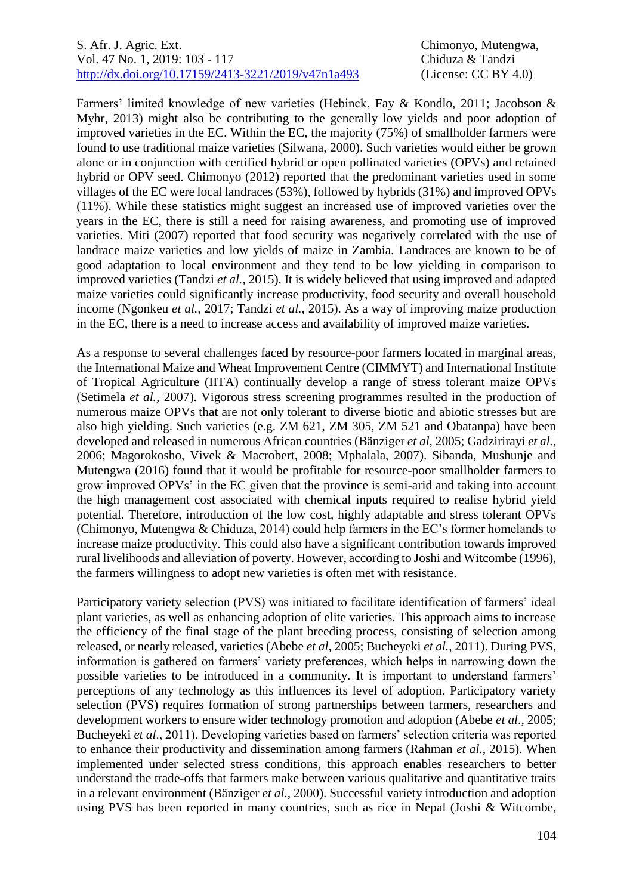Farmers' limited knowledge of new varieties (Hebinck, Fay & Kondlo, 2011; Jacobson & Myhr, 2013) might also be contributing to the generally low yields and poor adoption of improved varieties in the EC. Within the EC, the majority (75%) of smallholder farmers were found to use traditional maize varieties (Silwana, 2000). Such varieties would either be grown alone or in conjunction with certified hybrid or open pollinated varieties (OPVs) and retained hybrid or OPV seed. Chimonyo (2012) reported that the predominant varieties used in some villages of the EC were local landraces (53%), followed by hybrids (31%) and improved OPVs (11%). While these statistics might suggest an increased use of improved varieties over the years in the EC, there is still a need for raising awareness, and promoting use of improved varieties. Miti (2007) reported that food security was negatively correlated with the use of landrace maize varieties and low yields of maize in Zambia. Landraces are known to be of good adaptation to local environment and they tend to be low yielding in comparison to improved varieties (Tandzi *et al.,* 2015). It is widely believed that using improved and adapted maize varieties could significantly increase productivity, food security and overall household income (Ngonkeu *et al.*, 2017; Tandzi *et al.*, 2015). As a way of improving maize production in the EC, there is a need to increase access and availability of improved maize varieties.

As a response to several challenges faced by resource-poor farmers located in marginal areas, the International Maize and Wheat Improvement Centre (CIMMYT) and International Institute of Tropical Agriculture (IITA) continually develop a range of stress tolerant maize OPVs (Setimela *et al.,* 2007). Vigorous stress screening programmes resulted in the production of numerous maize OPVs that are not only tolerant to diverse biotic and abiotic stresses but are also high yielding. Such varieties (e.g. ZM 621, ZM 305, ZM 521 and Obatanpa) have been developed and released in numerous African countries (Bänziger *et al,* 2005; Gadzirirayi *et al.*, 2006; Magorokosho, Vivek & Macrobert, 2008; Mphalala, 2007). Sibanda, Mushunje and Mutengwa (2016) found that it would be profitable for resource-poor smallholder farmers to grow improved OPVs' in the EC given that the province is semi-arid and taking into account the high management cost associated with chemical inputs required to realise hybrid yield potential. Therefore, introduction of the low cost, highly adaptable and stress tolerant OPVs (Chimonyo, Mutengwa & Chiduza, 2014) could help farmers in the EC's former homelands to increase maize productivity. This could also have a significant contribution towards improved rural livelihoods and alleviation of poverty. However, according to Joshi and Witcombe (1996), the farmers willingness to adopt new varieties is often met with resistance.

Participatory variety selection (PVS) was initiated to facilitate identification of farmers' ideal plant varieties, as well as enhancing adoption of elite varieties. This approach aims to increase the efficiency of the final stage of the plant breeding process, consisting of selection among released, or nearly released, varieties (Abebe *et al,* 2005; Bucheyeki *et al.*, 2011). During PVS, information is gathered on farmers' variety preferences, which helps in narrowing down the possible varieties to be introduced in a community. It is important to understand farmers' perceptions of any technology as this influences its level of adoption. Participatory variety selection (PVS) requires formation of strong partnerships between farmers, researchers and development workers to ensure wider technology promotion and adoption (Abebe *et al*., 2005; Bucheyeki *et al*., 2011). Developing varieties based on farmers' selection criteria was reported to enhance their productivity and dissemination among farmers (Rahman *et al.,* 2015). When implemented under selected stress conditions, this approach enables researchers to better understand the trade-offs that farmers make between various qualitative and quantitative traits in a relevant environment (Bänziger *et al.,* 2000). Successful variety introduction and adoption using PVS has been reported in many countries, such as rice in Nepal (Joshi & Witcombe,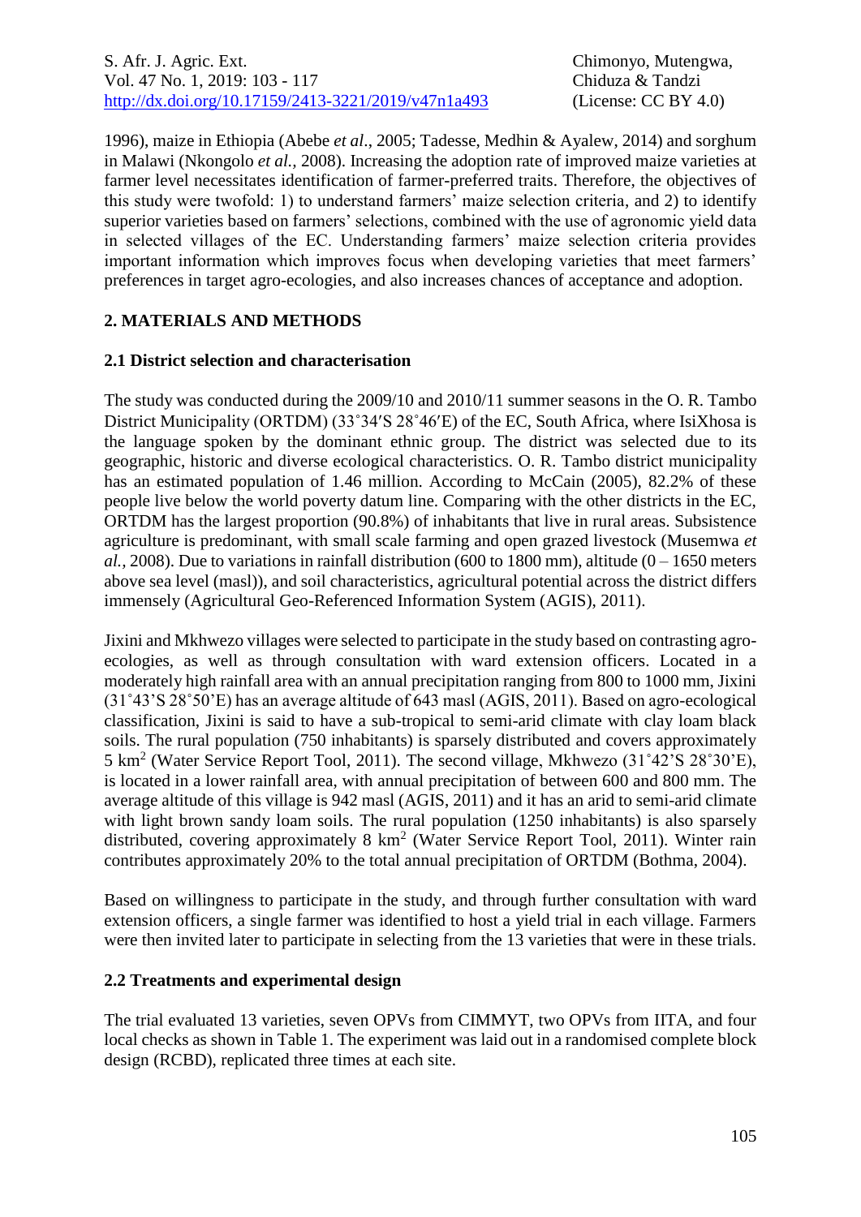1996), maize in Ethiopia (Abebe *et al*., 2005; Tadesse, Medhin & Ayalew, 2014) and sorghum in Malawi (Nkongolo *et al.*, 2008). Increasing the adoption rate of improved maize varieties at farmer level necessitates identification of farmer-preferred traits. Therefore, the objectives of this study were twofold: 1) to understand farmers' maize selection criteria, and 2) to identify superior varieties based on farmers' selections, combined with the use of agronomic yield data in selected villages of the EC. Understanding farmers' maize selection criteria provides important information which improves focus when developing varieties that meet farmers' preferences in target agro-ecologies, and also increases chances of acceptance and adoption.

## 2. MATERIALS AND METHODS

### 2.1 District selection and characterisation

The study was conducted during the 2009/10 and 2010/11 summer seasons in the O. R. Tambo District Municipality (ORTDM) (33˚34′S 28˚46′E) of the EC, South Africa, where IsiXhosa is the language spoken by the dominant ethnic group. The district was selected due to its geographic, historic and diverse ecological characteristics. O. R. Tambo district municipality has an estimated population of 1.46 million. According to McCain (2005), 82.2% of these people live below the world poverty datum line. Comparing with the other districts in the EC, ORTDM has the largest proportion (90.8%) of inhabitants that live in rural areas. Subsistence agriculture is predominant, with small scale farming and open grazed livestock (Musemwa *et al.*, 2008). Due to variations in rainfall distribution (600 to 1800 mm), altitude (0 – 1650 meters above sea level (masl)), and soil characteristics, agricultural potential across the district differs immensely (Agricultural Geo-Referenced Information System (AGIS), 2011).

Jixini and Mkhwezo villages were selected to participate in the study based on contrasting agro-ecologies, as well as through consultation with ward extension officers. Located in a moderately high rainfall area with an annual precipitation ranging from 800 to 1000 mm, Jixini (31˚43'S 28˚50'E) has an average altitude of 643 masl (AGIS, 2011). Based on agro-ecological classification, Jixini is said to have a sub-tropical to semi-arid climate with clay loam black soils. The rural population (750 inhabitants) is sparsely distributed and covers approximately 5 km$^2$ (Water Service Report Tool, 2011). The second village, Mkhwezo (31˚42'S 28˚30'E), is located in a lower rainfall area, with annual precipitation of between 600 and 800 mm. The average altitude of this village is 942 masl (AGIS, 2011) and it has an arid to semi-arid climate with light brown sandy loam soils. The rural population (1250 inhabitants) is also sparsely distributed, covering approximately 8 km$^2$ (Water Service Report Tool, 2011). Winter rain contributes approximately 20% to the total annual precipitation of ORTDM (Bothma, 2004).

Based on willingness to participate in the study, and through further consultation with ward extension officers, a single farmer was identified to host a yield trial in each village. Farmers were then invited later to participate in selecting from the 13 varieties that were in these trials.

### 2.2 Treatments and experimental design

The trial evaluated 13 varieties, seven OPVs from CIMMYT, two OPVs from IITA, and four local checks as shown in Table 1. The experiment was laid out in a randomised complete block design (RCBD), replicated three times at each site.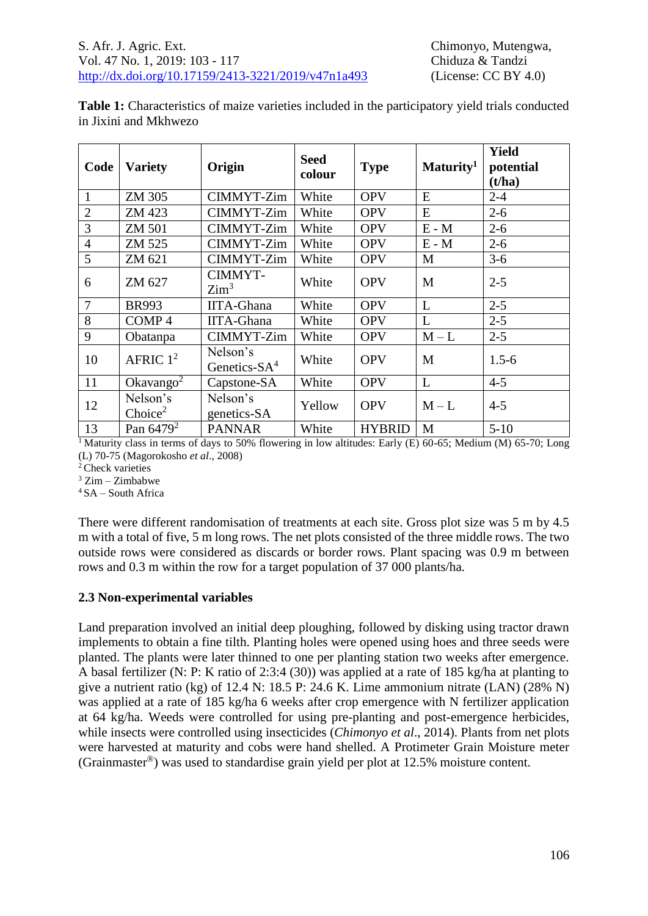**Table 1:** Characteristics of maize varieties included in the participatory yield trials conducted in Jixini and Mkhwezo

| Code | Variety | Origin | Seed colour | Type | Maturity[1] | Yield potential (t/ha) |
|---|---|---|---|---|---|---|
| 1 | ZM 305 | CIMMYT-Zim | White | OPV | E | 2-4 |
| 2 | ZM 423 | CIMMYT-Zim | White | OPV | E | 2-6 |
| 3 | ZM 501 | CIMMYT-Zim | White | OPV | E - M | 2-6 |
| 4 | ZM 525 | CIMMYT-Zim | White | OPV | E - M | 2-6 |
| 5 | ZM 621 | CIMMYT-Zim | White | OPV | M | 3-6 |
| 6 | ZM 627 | CIMMYT-Zim[3] | White | OPV | M | 2-5 |
| 7 | BR993 | IITA-Ghana | White | OPV | L | 2-5 |
| 8 | COMP 4 | IITA-Ghana | White | OPV | L | 2-5 |
| 9 | Obatanpa | CIMMYT-Zim | White | OPV | M – L | 2-5 |
| 10 | AFRIC 1[2] | Nelson's Genetics-SA[4] | White | OPV | M | 1.5-6 |
| 11 | Okavango[2] | Capstone-SA | White | OPV | L | 4-5 |
| 12 | Nelson's Choice[2] | Nelson's genetics-SA | Yellow | OPV | M – L | 4-5 |
| 13 | Pan 6479[2] | PANNAR | White | HYBRID | M | 5-10 |

[1] Maturity class in terms of days to 50% flowering in low altitudes: Early (E) 60-65; Medium (M) 65-70; Long (L) 70-75 (Magorokosho *et al*., 2008)
[2] Check varieties
[3] Zim – Zimbabwe
[4] SA – South Africa

There were different randomisation of treatments at each site. Gross plot size was 5 m by 4.5 m with a total of five, 5 m long rows. The net plots consisted of the three middle rows. The two outside rows were considered as discards or border rows. Plant spacing was 0.9 m between rows and 0.3 m within the row for a target population of 37 000 plants/ha.

### 2.3 Non-experimental variables

Land preparation involved an initial deep ploughing, followed by disking using tractor drawn implements to obtain a fine tilth. Planting holes were opened using hoes and three seeds were planted. The plants were later thinned to one per planting station two weeks after emergence. A basal fertilizer (N: P: K ratio of 2:3:4 (30)) was applied at a rate of 185 kg/ha at planting to give a nutrient ratio (kg) of 12.4 N: 18.5 P: 24.6 K. Lime ammonium nitrate (LAN) (28% N) was applied at a rate of 185 kg/ha 6 weeks after crop emergence with N fertilizer application at 64 kg/ha. Weeds were controlled for using pre-planting and post-emergence herbicides, while insects were controlled using insecticides (*Chimonyo et al*., 2014). Plants from net plots were harvested at maturity and cobs were hand shelled. A Protimeter Grain Moisture meter (Grainmaster®) was used to standardise grain yield per plot at 12.5% moisture content.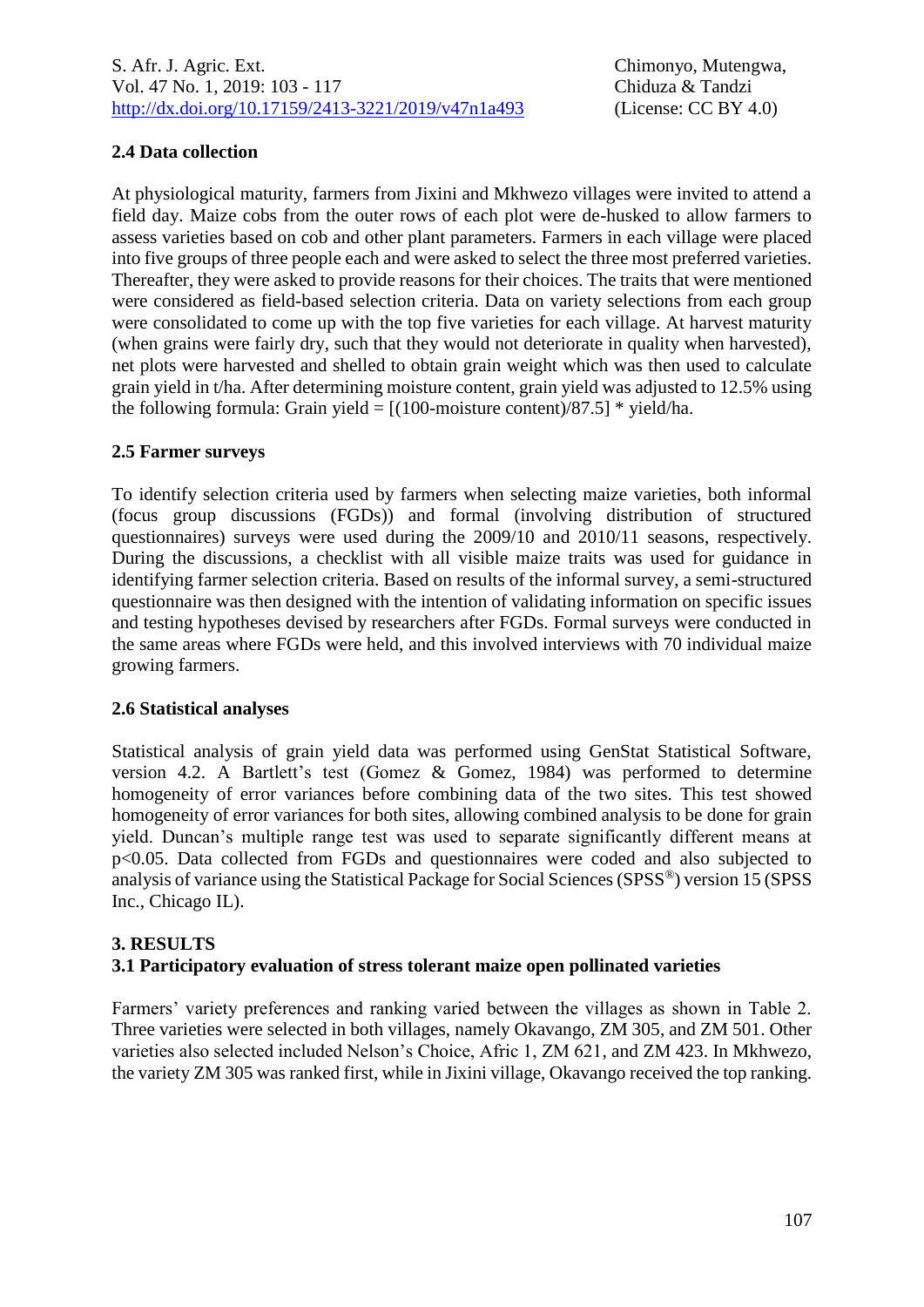### 2.4 Data collection

At physiological maturity, farmers from Jixini and Mkhwezo villages were invited to attend a field day. Maize cobs from the outer rows of each plot were de-husked to allow farmers to assess varieties based on cob and other plant parameters. Farmers in each village were placed into five groups of three people each and were asked to select the three most preferred varieties. Thereafter, they were asked to provide reasons for their choices. The traits that were mentioned were considered as field-based selection criteria. Data on variety selections from each group were consolidated to come up with the top five varieties for each village. At harvest maturity (when grains were fairly dry, such that they would not deteriorate in quality when harvested), net plots were harvested and shelled to obtain grain weight which was then used to calculate grain yield in t/ha. After determining moisture content, grain yield was adjusted to 12.5% using the following formula: Grain yield = $[(100\text{-moisture content})/87.5] * \text{yield/ha}$.

### 2.5 Farmer surveys

To identify selection criteria used by farmers when selecting maize varieties, both informal (focus group discussions (FGDs)) and formal (involving distribution of structured questionnaires) surveys were used during the 2009/10 and 2010/11 seasons, respectively. During the discussions, a checklist with all visible maize traits was used for guidance in identifying farmer selection criteria. Based on results of the informal survey, a semi-structured questionnaire was then designed with the intention of validating information on specific issues and testing hypotheses devised by researchers after FGDs. Formal surveys were conducted in the same areas where FGDs were held, and this involved interviews with 70 individual maize growing farmers.

### 2.6 Statistical analyses

Statistical analysis of grain yield data was performed using GenStat Statistical Software, version 4.2. A Bartlett's test (Gomez & Gomez, 1984) was performed to determine homogeneity of error variances before combining data of the two sites. This test showed homogeneity of error variances for both sites, allowing combined analysis to be done for grain yield. Duncan's multiple range test was used to separate significantly different means at $p<0.05$. Data collected from FGDs and questionnaires were coded and also subjected to analysis of variance using the Statistical Package for Social Sciences (SPSS®) version 15 (SPSS Inc., Chicago IL).

## 3. RESULTS

### 3.1 Participatory evaluation of stress tolerant maize open pollinated varieties

Farmers' variety preferences and ranking varied between the villages as shown in Table 2. Three varieties were selected in both villages, namely Okavango, ZM 305, and ZM 501. Other varieties also selected included Nelson's Choice, Afric 1, ZM 621, and ZM 423. In Mkhwezo, the variety ZM 305 was ranked first, while in Jixini village, Okavango received the top ranking.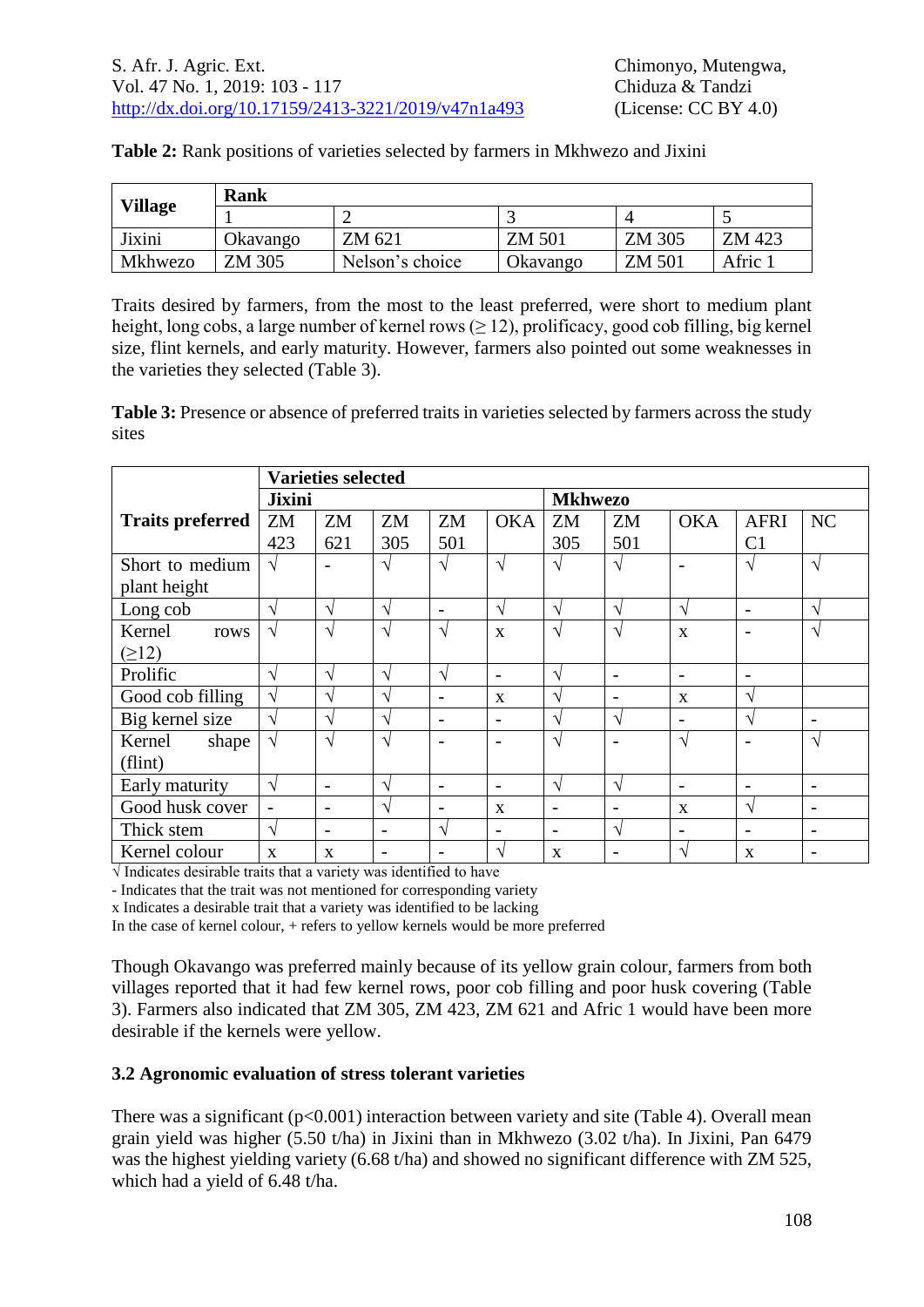**Table 2:** Rank positions of varieties selected by farmers in Mkhwezo and Jixini

| Village | Rank | | | | |
|---|---|---|---|---|---|
| | 1 | 2 | 3 | 4 | 5 |
| Jixini | Okavango | ZM 621 | ZM 501 | ZM 305 | ZM 423 |
| Mkhwezo | ZM 305 | Nelson's choice | Okavango | ZM 501 | Afric 1 |

Traits desired by farmers, from the most to the least preferred, were short to medium plant height, long cobs, a large number of kernel rows (≥ 12), prolificacy, good cob filling, big kernel size, flint kernels, and early maturity. However, farmers also pointed out some weaknesses in the varieties they selected (Table 3).

**Table 3:** Presence or absence of preferred traits in varieties selected by farmers across the study sites

| Traits preferred | Varieties selected | | | | | | | | | |
|---|---|---|---|---|---|---|---|---|---|---|
| | Jixini | | | | | Mkhwezo | | | | |
| | ZM 423 | ZM 621 | ZM 305 | ZM 501 | OKA | ZM 305 | ZM 501 | OKA | AFRI C1 | NC |
| Short to medium plant height | √ | - | √ | √ | √ | √ | √ | - | √ | √ |
| Long cob | √ | √ | √ | - | √ | √ | √ | √ | - | √ |
| Kernel rows (≥12) | √ | √ | √ | √ | x | √ | √ | x | - | √ |
| Prolific | √ | √ | √ | √ | - | √ | - | - | - | |
| Good cob filling | √ | √ | √ | - | x | √ | - | x | √ | |
| Big kernel size | √ | √ | √ | - | - | √ | √ | - | √ | - |
| Kernel shape (flint) | √ | √ | √ | - | - | √ | - | √ | - | √ |
| Early maturity | √ | - | √ | - | - | √ | √ | - | - | - |
| Good husk cover | - | - | √ | - | x | - | - | x | √ | - |
| Thick stem | √ | - | - | √ | - | - | √ | - | - | - |
| Kernel colour | x | x | - | - | √ | x | - | √ | x | - |

√ Indicates desirable traits that a variety was identified to have
- Indicates that the trait was not mentioned for corresponding variety
x Indicates a desirable trait that a variety was identified to be lacking
In the case of kernel colour, + refers to yellow kernels would be more preferred

Though Okavango was preferred mainly because of its yellow grain colour, farmers from both villages reported that it had few kernel rows, poor cob filling and poor husk covering (Table 3). Farmers also indicated that ZM 305, ZM 423, ZM 621 and Afric 1 would have been more desirable if the kernels were yellow.

### 3.2 Agronomic evaluation of stress tolerant varieties

There was a significant ($p<0.001$) interaction between variety and site (Table 4). Overall mean grain yield was higher (5.50 t/ha) in Jixini than in Mkhwezo (3.02 t/ha). In Jixini, Pan 6479 was the highest yielding variety (6.68 t/ha) and showed no significant difference with ZM 525, which had a yield of 6.48 t/ha.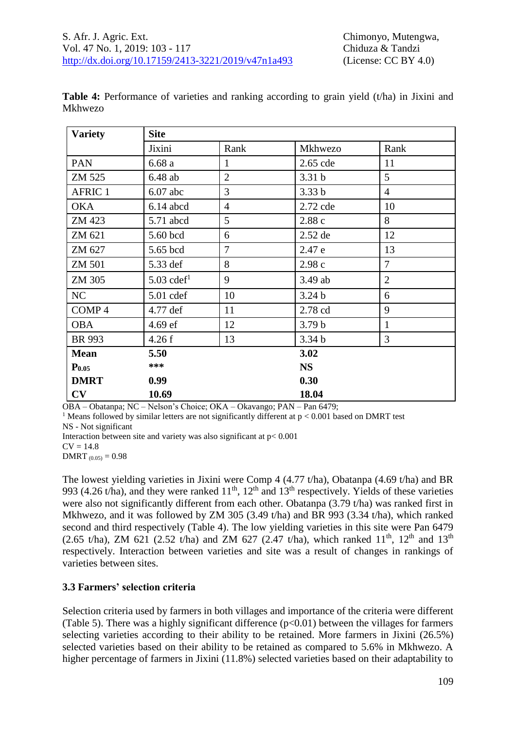**Table 4:** Performance of varieties and ranking according to grain yield (t/ha) in Jixini and Mkhwezo

| Variety | Site | | | |
|---|---|---|---|---|
| | Jixini | Rank | Mkhwezo | Rank |
| PAN | 6.68 a | 1 | 2.65 cde | 11 |
| ZM 525 | 6.48 ab | 2 | 3.31 b | 5 |
| AFRIC 1 | 6.07 abc | 3 | 3.33 b | 4 |
| OKA | 6.14 abcd | 4 | 2.72 cde | 10 |
| ZM 423 | 5.71 abcd | 5 | 2.88 c | 8 |
| ZM 621 | 5.60 bcd | 6 | 2.52 de | 12 |
| ZM 627 | 5.65 bcd | 7 | 2.47 e | 13 |
| ZM 501 | 5.33 def | 8 | 2.98 c | 7 |
| ZM 305 | 5.03 cdef[1] | 9 | 3.49 ab | 2 |
| NC | 5.01 cdef | 10 | 3.24 b | 6 |
| COMP 4 | 4.77 def | 11 | 2.78 cd | 9 |
| OBA | 4.69 ef | 12 | 3.79 b | 1 |
| BR 993 | 4.26 f | 13 | 3.34 b | 3 |
| **Mean** | **5.50** | | **3.02** | |
| **$P_{0.05}$** | **\*\*\*** | | **NS** | |
| **DMRT** | **0.99** | | **0.30** | |
| **CV** | **10.69** | | **18.04** | |

OBA – Obatanpa; NC – Nelson's Choice; OKA – Okavango; PAN – Pan 6479;
[1] Means followed by similar letters are not significantly different at $p < 0.001$ based on DMRT test
NS - Not significant
Interaction between site and variety was also significant at $p < 0.001$
CV = 14.8
DMRT $_{(0.05)}$ = 0.98

The lowest yielding varieties in Jixini were Comp 4 (4.77 t/ha), Obatanpa (4.69 t/ha) and BR 993 (4.26 t/ha), and they were ranked 11th, 12th and 13th respectively. Yields of these varieties were also not significantly different from each other. Obatanpa (3.79 t/ha) was ranked first in Mkhwezo, and it was followed by ZM 305 (3.49 t/ha) and BR 993 (3.34 t/ha), which ranked second and third respectively (Table 4). The low yielding varieties in this site were Pan 6479 (2.65 t/ha), ZM 621 (2.52 t/ha) and ZM 627 (2.47 t/ha), which ranked 11th, 12th and 13th respectively. Interaction between varieties and site was a result of changes in rankings of varieties between sites.

### 3.3 Farmers' selection criteria

Selection criteria used by farmers in both villages and importance of the criteria were different (Table 5). There was a highly significant difference ($p<0.01$) between the villages for farmers selecting varieties according to their ability to be retained. More farmers in Jixini (26.5%) selected varieties based on their ability to be retained as compared to 5.6% in Mkhwezo. A higher percentage of farmers in Jixini (11.8%) selected varieties based on their adaptability to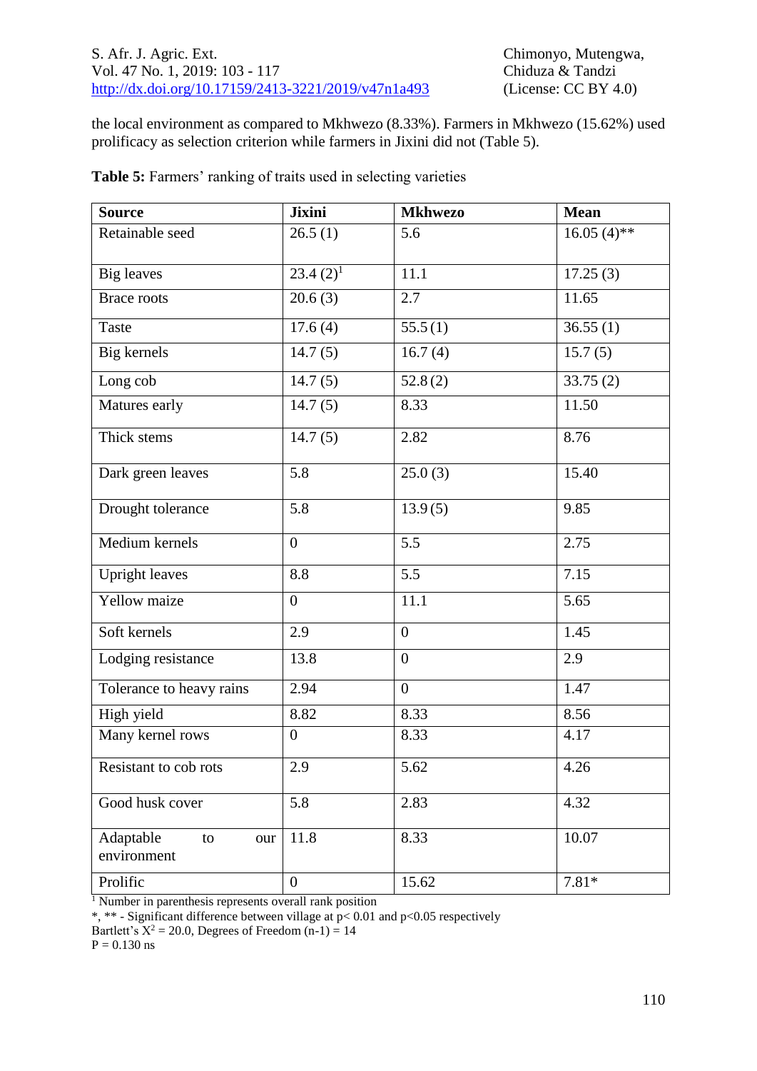the local environment as compared to Mkhwezo (8.33%). Farmers in Mkhwezo (15.62%) used prolificacy as selection criterion while farmers in Jixini did not (Table 5).

**Table 5:** Farmers' ranking of traits used in selecting varieties

| Source | Jixini | Mkhwezo | Mean |
|---|---|---|---|
| Retainable seed | 26.5 (1) | 5.6 | 16.05 (4)** |
| Big leaves | 23.4 (2)[1] | 11.1 | 17.25 (3) |
| Brace roots | 20.6 (3) | 2.7 | 11.65 |
| Taste | 17.6 (4) | 55.5 (1) | 36.55 (1) |
| Big kernels | 14.7 (5) | 16.7 (4) | 15.7 (5) |
| Long cob | 14.7 (5) | 52.8 (2) | 33.75 (2) |
| Matures early | 14.7 (5) | 8.33 | 11.50 |
| Thick stems | 14.7 (5) | 2.82 | 8.76 |
| Dark green leaves | 5.8 | 25.0 (3) | 15.40 |
| Drought tolerance | 5.8 | 13.9 (5) | 9.85 |
| Medium kernels | 0 | 5.5 | 2.75 |
| Upright leaves | 8.8 | 5.5 | 7.15 |
| Yellow maize | 0 | 11.1 | 5.65 |
| Soft kernels | 2.9 | 0 | 1.45 |
| Lodging resistance | 13.8 | 0 | 2.9 |
| Tolerance to heavy rains | 2.94 | 0 | 1.47 |
| High yield | 8.82 | 8.33 | 8.56 |
| Many kernel rows | 0 | 8.33 | 4.17 |
| Resistant to cob rots | 2.9 | 5.62 | 4.26 |
| Good husk cover | 5.8 | 2.83 | 4.32 |
| Adaptable to our environment | 11.8 | 8.33 | 10.07 |
| Prolific | 0 | 15.62 | 7.81* |

[1] Number in parenthesis represents overall rank position

*, ** - Significant difference between village at $p < 0.01$ and $p < 0.05$ respectively

Bartlett's $X^2 = 20.0$, Degrees of Freedom (n-1) = 14

$P = 0.130$ ns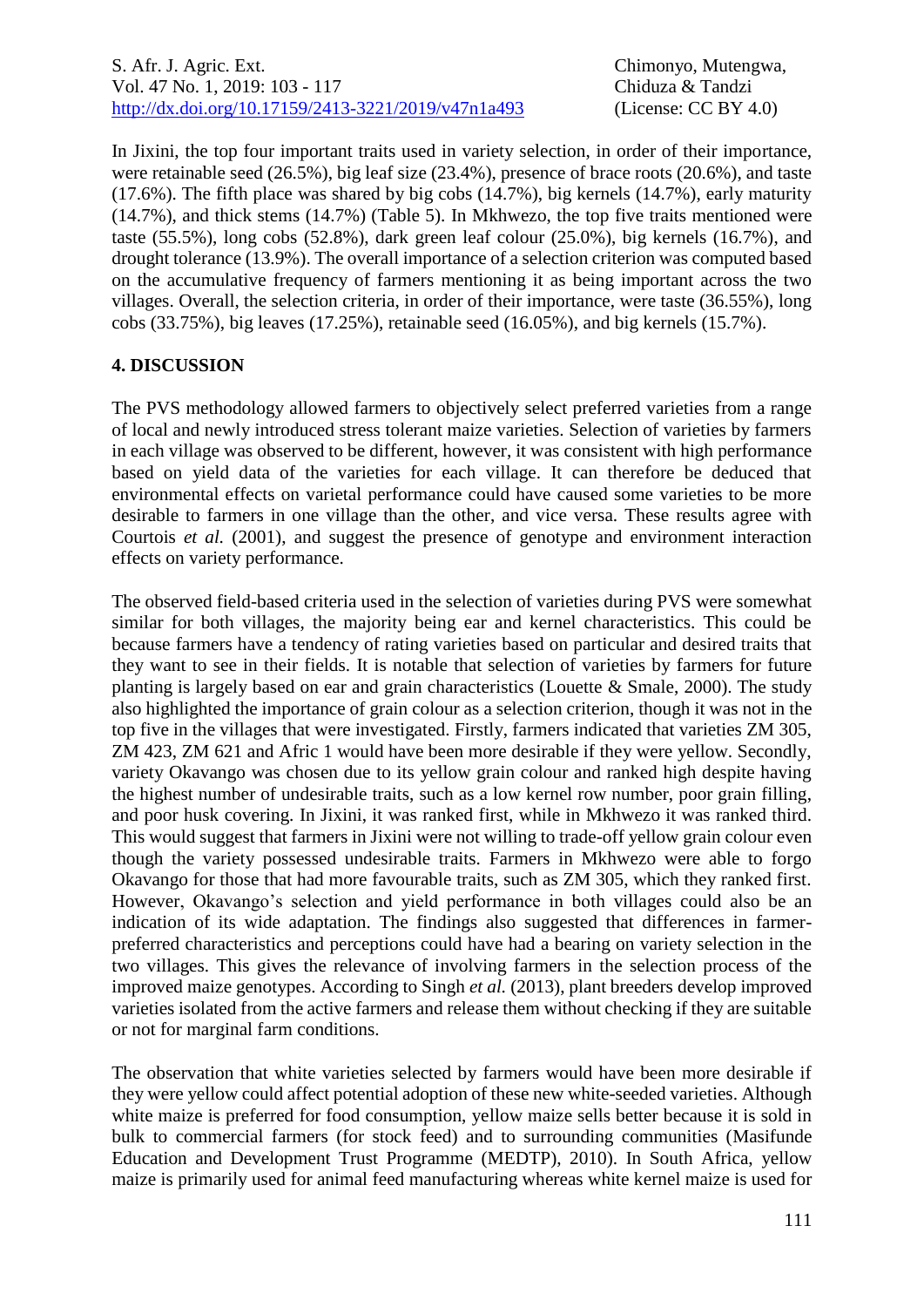In Jixini, the top four important traits used in variety selection, in order of their importance, were retainable seed (26.5%), big leaf size (23.4%), presence of brace roots (20.6%), and taste (17.6%). The fifth place was shared by big cobs (14.7%), big kernels (14.7%), early maturity (14.7%), and thick stems (14.7%) (Table 5). In Mkhwezo, the top five traits mentioned were taste (55.5%), long cobs (52.8%), dark green leaf colour (25.0%), big kernels (16.7%), and drought tolerance (13.9%). The overall importance of a selection criterion was computed based on the accumulative frequency of farmers mentioning it as being important across the two villages. Overall, the selection criteria, in order of their importance, were taste (36.55%), long cobs (33.75%), big leaves (17.25%), retainable seed (16.05%), and big kernels (15.7%).

## 4. DISCUSSION

The PVS methodology allowed farmers to objectively select preferred varieties from a range of local and newly introduced stress tolerant maize varieties. Selection of varieties by farmers in each village was observed to be different, however, it was consistent with high performance based on yield data of the varieties for each village. It can therefore be deduced that environmental effects on varietal performance could have caused some varieties to be more desirable to farmers in one village than the other, and vice versa. These results agree with Courtois *et al.* (2001), and suggest the presence of genotype and environment interaction effects on variety performance.

The observed field-based criteria used in the selection of varieties during PVS were somewhat similar for both villages, the majority being ear and kernel characteristics. This could be because farmers have a tendency of rating varieties based on particular and desired traits that they want to see in their fields. It is notable that selection of varieties by farmers for future planting is largely based on ear and grain characteristics (Louette & Smale, 2000). The study also highlighted the importance of grain colour as a selection criterion, though it was not in the top five in the villages that were investigated. Firstly, farmers indicated that varieties ZM 305, ZM 423, ZM 621 and Afric 1 would have been more desirable if they were yellow. Secondly, variety Okavango was chosen due to its yellow grain colour and ranked high despite having the highest number of undesirable traits, such as a low kernel row number, poor grain filling, and poor husk covering. In Jixini, it was ranked first, while in Mkhwezo it was ranked third. This would suggest that farmers in Jixini were not willing to trade-off yellow grain colour even though the variety possessed undesirable traits. Farmers in Mkhwezo were able to forgo Okavango for those that had more favourable traits, such as ZM 305, which they ranked first. However, Okavango's selection and yield performance in both villages could also be an indication of its wide adaptation. The findings also suggested that differences in farmer-preferred characteristics and perceptions could have had a bearing on variety selection in the two villages. This gives the relevance of involving farmers in the selection process of the improved maize genotypes. According to Singh *et al.* (2013), plant breeders develop improved varieties isolated from the active farmers and release them without checking if they are suitable or not for marginal farm conditions.

The observation that white varieties selected by farmers would have been more desirable if they were yellow could affect potential adoption of these new white-seeded varieties. Although white maize is preferred for food consumption, yellow maize sells better because it is sold in bulk to commercial farmers (for stock feed) and to surrounding communities (Masifunde Education and Development Trust Programme (MEDTP), 2010). In South Africa, yellow maize is primarily used for animal feed manufacturing whereas white kernel maize is used for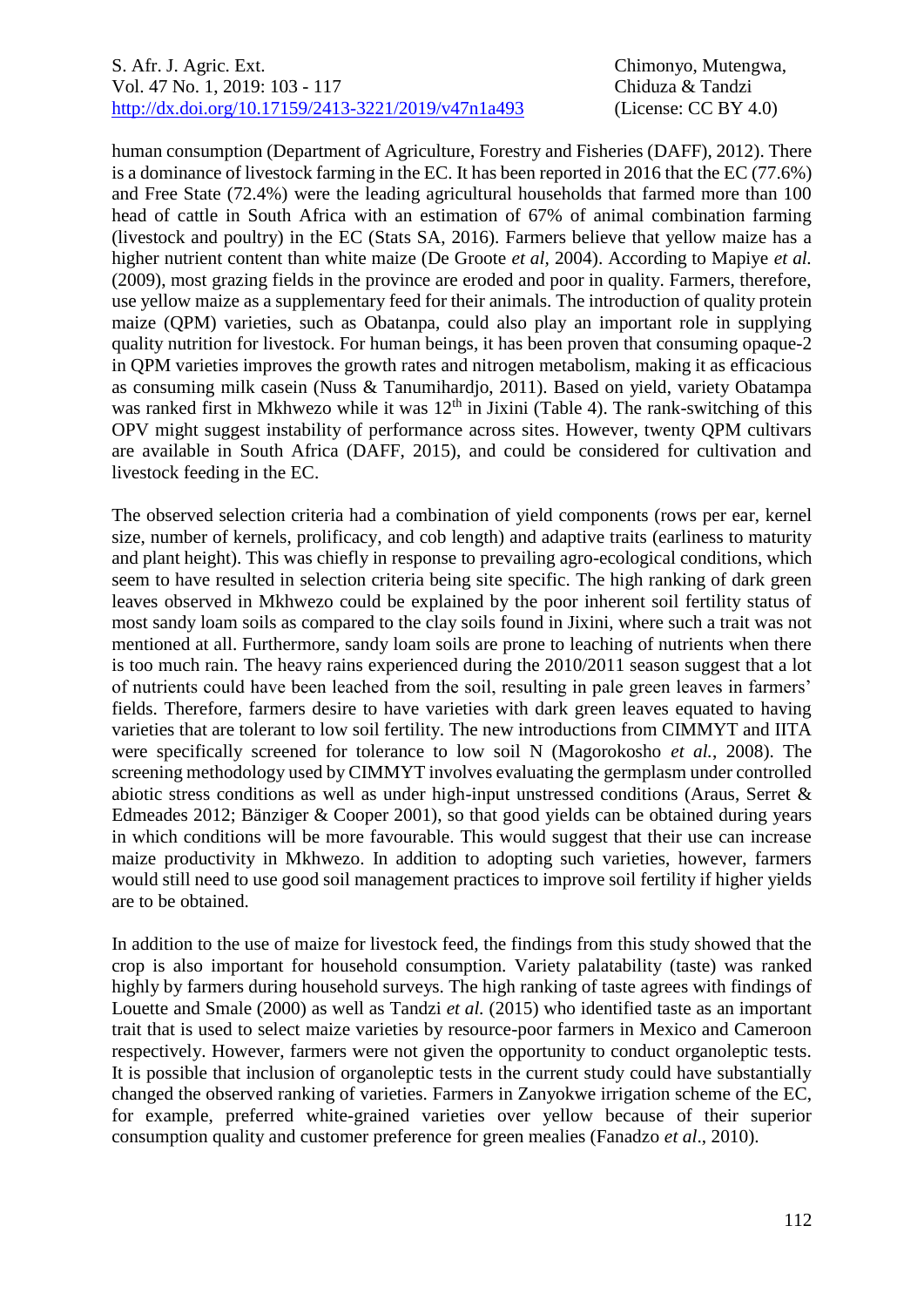human consumption (Department of Agriculture, Forestry and Fisheries (DAFF), 2012). There is a dominance of livestock farming in the EC. It has been reported in 2016 that the EC (77.6%) and Free State (72.4%) were the leading agricultural households that farmed more than 100 head of cattle in South Africa with an estimation of 67% of animal combination farming (livestock and poultry) in the EC (Stats SA, 2016). Farmers believe that yellow maize has a higher nutrient content than white maize (De Groote *et al,* 2004). According to Mapiye *et al.* (2009), most grazing fields in the province are eroded and poor in quality. Farmers, therefore, use yellow maize as a supplementary feed for their animals. The introduction of quality protein maize (QPM) varieties, such as Obatanpa, could also play an important role in supplying quality nutrition for livestock. For human beings, it has been proven that consuming opaque-2 in QPM varieties improves the growth rates and nitrogen metabolism, making it as efficacious as consuming milk casein (Nuss & Tanumihardjo, 2011). Based on yield, variety Obatampa was ranked first in Mkhwezo while it was 12$^{th}$ in Jixini (Table 4). The rank-switching of this OPV might suggest instability of performance across sites. However, twenty QPM cultivars are available in South Africa (DAFF, 2015), and could be considered for cultivation and livestock feeding in the EC.

The observed selection criteria had a combination of yield components (rows per ear, kernel size, number of kernels, prolificacy, and cob length) and adaptive traits (earliness to maturity and plant height). This was chiefly in response to prevailing agro-ecological conditions, which seem to have resulted in selection criteria being site specific. The high ranking of dark green leaves observed in Mkhwezo could be explained by the poor inherent soil fertility status of most sandy loam soils as compared to the clay soils found in Jixini, where such a trait was not mentioned at all. Furthermore, sandy loam soils are prone to leaching of nutrients when there is too much rain. The heavy rains experienced during the 2010/2011 season suggest that a lot of nutrients could have been leached from the soil, resulting in pale green leaves in farmers' fields. Therefore, farmers desire to have varieties with dark green leaves equated to having varieties that are tolerant to low soil fertility. The new introductions from CIMMYT and IITA were specifically screened for tolerance to low soil N (Magorokosho *et al.*, 2008). The screening methodology used by CIMMYT involves evaluating the germplasm under controlled abiotic stress conditions as well as under high-input unstressed conditions (Araus, Serret & Edmeades 2012; Bänziger & Cooper 2001), so that good yields can be obtained during years in which conditions will be more favourable. This would suggest that their use can increase maize productivity in Mkhwezo. In addition to adopting such varieties, however, farmers would still need to use good soil management practices to improve soil fertility if higher yields are to be obtained.

In addition to the use of maize for livestock feed, the findings from this study showed that the crop is also important for household consumption. Variety palatability (taste) was ranked highly by farmers during household surveys. The high ranking of taste agrees with findings of Louette and Smale (2000) as well as Tandzi *et al.* (2015) who identified taste as an important trait that is used to select maize varieties by resource-poor farmers in Mexico and Cameroon respectively. However, farmers were not given the opportunity to conduct organoleptic tests. It is possible that inclusion of organoleptic tests in the current study could have substantially changed the observed ranking of varieties. Farmers in Zanyokwe irrigation scheme of the EC, for example, preferred white-grained varieties over yellow because of their superior consumption quality and customer preference for green mealies (Fanadzo *et al*., 2010).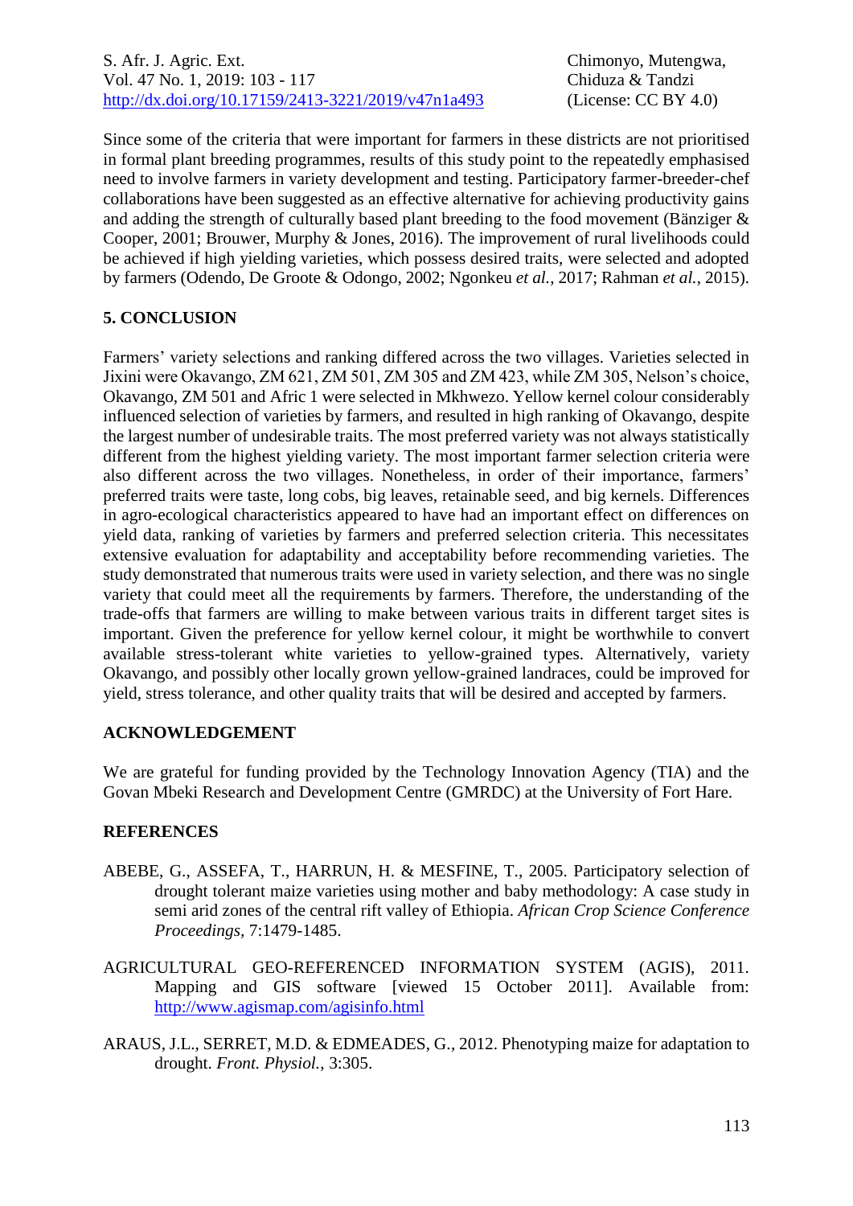Since some of the criteria that were important for farmers in these districts are not prioritised in formal plant breeding programmes, results of this study point to the repeatedly emphasised need to involve farmers in variety development and testing. Participatory farmer-breeder-chef collaborations have been suggested as an effective alternative for achieving productivity gains and adding the strength of culturally based plant breeding to the food movement (Bänziger & Cooper, 2001; Brouwer, Murphy & Jones, 2016). The improvement of rural livelihoods could be achieved if high yielding varieties, which possess desired traits, were selected and adopted by farmers (Odendo, De Groote & Odongo, 2002; Ngonkeu *et al.*, 2017; Rahman *et al.*, 2015).

## 5. CONCLUSION

Farmers' variety selections and ranking differed across the two villages. Varieties selected in Jixini were Okavango, ZM 621, ZM 501, ZM 305 and ZM 423, while ZM 305, Nelson's choice, Okavango, ZM 501 and Afric 1 were selected in Mkhwezo. Yellow kernel colour considerably influenced selection of varieties by farmers, and resulted in high ranking of Okavango, despite the largest number of undesirable traits. The most preferred variety was not always statistically different from the highest yielding variety. The most important farmer selection criteria were also different across the two villages. Nonetheless, in order of their importance, farmers' preferred traits were taste, long cobs, big leaves, retainable seed, and big kernels. Differences in agro-ecological characteristics appeared to have had an important effect on differences on yield data, ranking of varieties by farmers and preferred selection criteria. This necessitates extensive evaluation for adaptability and acceptability before recommending varieties. The study demonstrated that numerous traits were used in variety selection, and there was no single variety that could meet all the requirements by farmers. Therefore, the understanding of the trade-offs that farmers are willing to make between various traits in different target sites is important. Given the preference for yellow kernel colour, it might be worthwhile to convert available stress-tolerant white varieties to yellow-grained types. Alternatively, variety Okavango, and possibly other locally grown yellow-grained landraces, could be improved for yield, stress tolerance, and other quality traits that will be desired and accepted by farmers.

## ACKNOWLEDGEMENT

We are grateful for funding provided by the Technology Innovation Agency (TIA) and the Govan Mbeki Research and Development Centre (GMRDC) at the University of Fort Hare.

## REFERENCES

ABEBE, G., ASSEFA, T., HARRUN, H. & MESFINE, T., 2005. Participatory selection of drought tolerant maize varieties using mother and baby methodology: A case study in semi arid zones of the central rift valley of Ethiopia. *African Crop Science Conference Proceedings,* 7:1479-1485.

AGRICULTURAL GEO-REFERENCED INFORMATION SYSTEM (AGIS), 2011. Mapping and GIS software [viewed 15 October 2011]. Available from: http://www.agismap.com/agisinfo.html

ARAUS, J.L., SERRET, M.D. & EDMEADES, G., 2012. Phenotyping maize for adaptation to drought. *Front. Physiol.,* 3:305.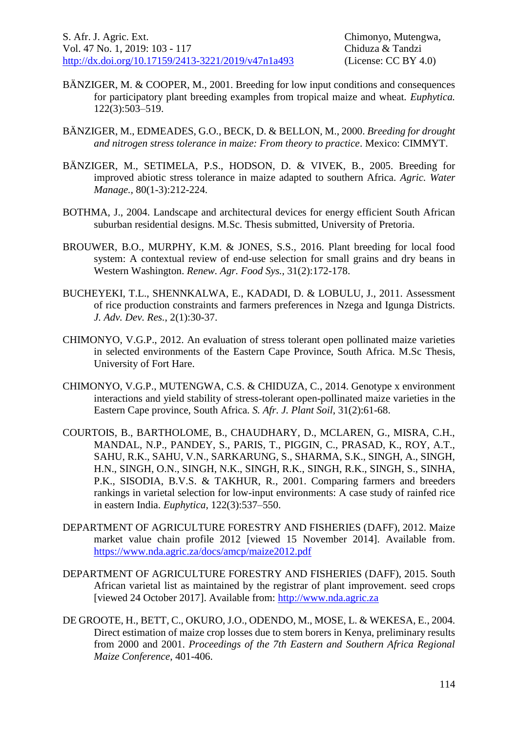BÄNZIGER, M. & COOPER, M., 2001. Breeding for low input conditions and consequences for participatory plant breeding examples from tropical maize and wheat. *Euphytica.* 122(3):503–519.

BÄNZIGER, M., EDMEADES, G.O., BECK, D. & BELLON, M., 2000. *Breeding for drought and nitrogen stress tolerance in maize: From theory to practice*. Mexico: CIMMYT.

BÄNZIGER, M., SETIMELA, P.S., HODSON, D. & VIVEK, B., 2005. Breeding for improved abiotic stress tolerance in maize adapted to southern Africa. *Agric. Water Manage.,* 80(1-3):212-224.

BOTHMA, J., 2004. Landscape and architectural devices for energy efficient South African suburban residential designs. M.Sc. Thesis submitted, University of Pretoria.

BROUWER, B.O., MURPHY, K.M. & JONES, S.S., 2016. Plant breeding for local food system: A contextual review of end-use selection for small grains and dry beans in Western Washington. *Renew. Agr. Food Sys.,* 31(2):172-178.

BUCHEYEKI, T.L., SHENNKALWA, E., KADADI, D. & LOBULU, J., 2011. Assessment of rice production constraints and farmers preferences in Nzega and Igunga Districts. *J. Adv. Dev. Res.*, 2(1):30-37.

CHIMONYO, V.G.P., 2012. An evaluation of stress tolerant open pollinated maize varieties in selected environments of the Eastern Cape Province, South Africa. M.Sc Thesis, University of Fort Hare.

CHIMONYO, V.G.P., MUTENGWA, C.S. & CHIDUZA, C., 2014. Genotype x environment interactions and yield stability of stress-tolerant open-pollinated maize varieties in the Eastern Cape province, South Africa. *S. Afr. J. Plant Soil*, 31(2):61-68.

COURTOIS, B., BARTHOLOME, B., CHAUDHARY, D., MCLAREN, G., MISRA, C.H., MANDAL, N.P., PANDEY, S., PARIS, T., PIGGIN, C., PRASAD, K., ROY, A.T., SAHU, R.K., SAHU, V.N., SARKARUNG, S., SHARMA, S.K., SINGH, A., SINGH, H.N., SINGH, O.N., SINGH, N.K., SINGH, R.K., SINGH, R.K., SINGH, S., SINHA, P.K., SISODIA, B.V.S. & TAKHUR, R., 2001. Comparing farmers and breeders rankings in varietal selection for low-input environments: A case study of rainfed rice in eastern India. *Euphytica*, 122(3):537–550.

DEPARTMENT OF AGRICULTURE FORESTRY AND FISHERIES (DAFF), 2012. Maize market value chain profile 2012 [viewed 15 November 2014]. Available from. https://www.nda.agric.za/docs/amcp/maize2012.pdf

DEPARTMENT OF AGRICULTURE FORESTRY AND FISHERIES (DAFF), 2015. South African varietal list as maintained by the registrar of plant improvement. seed crops [viewed 24 October 2017]. Available from: http://www.nda.agric.za

DE GROOTE, H., BETT, C., OKURO, J.O., ODENDO, M., MOSE, L. & WEKESA, E., 2004. Direct estimation of maize crop losses due to stem borers in Kenya, preliminary results from 2000 and 2001. *Proceedings of the 7th Eastern and Southern Africa Regional Maize Conference*, 401-406.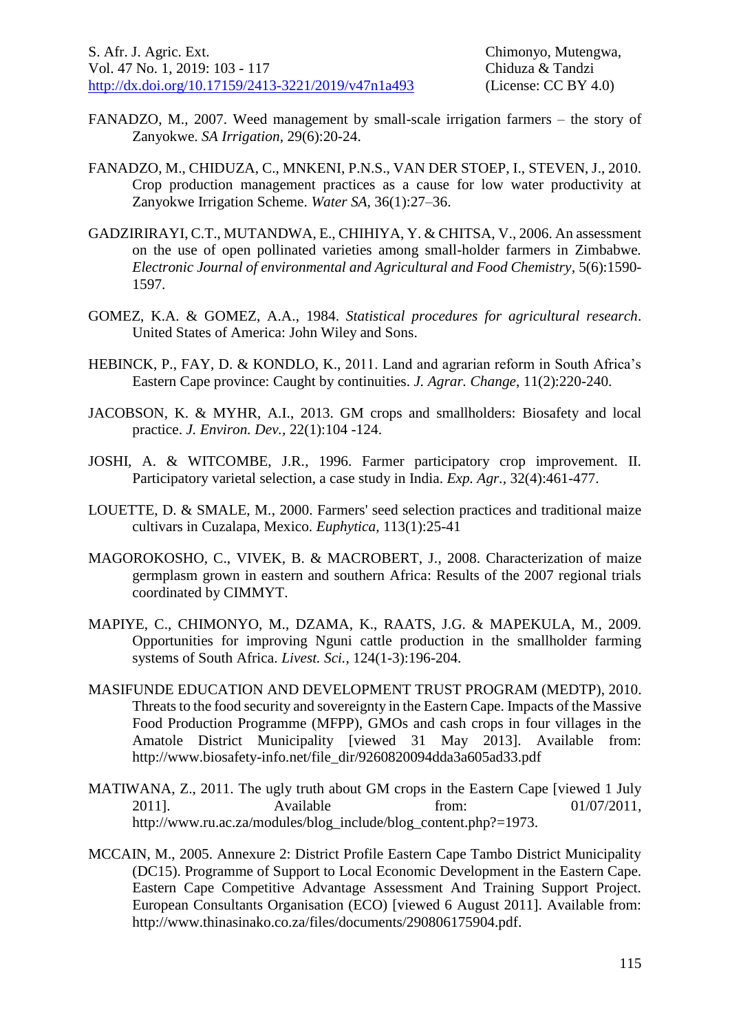FANADZO, M., 2007. Weed management by small-scale irrigation farmers – the story of Zanyokwe. *SA Irrigation*, 29(6):20-24.

FANADZO, M., CHIDUZA, C., MNKENI, P.N.S., VAN DER STOEP, I., STEVEN, J., 2010. Crop production management practices as a cause for low water productivity at Zanyokwe Irrigation Scheme. *Water SA*, 36(1):27–36.

GADZIRIRAYI, C.T., MUTANDWA, E., CHIHIYA, Y. & CHITSA, V., 2006. An assessment on the use of open pollinated varieties among small-holder farmers in Zimbabwe. *Electronic Journal of environmental and Agricultural and Food Chemistry*, 5(6):1590-1597.

GOMEZ, K.A. & GOMEZ, A.A., 1984. *Statistical procedures for agricultural research*. United States of America: John Wiley and Sons.

HEBINCK, P., FAY, D. & KONDLO, K., 2011. Land and agrarian reform in South Africa's Eastern Cape province: Caught by continuities. *J. Agrar. Change*, 11(2):220-240.

JACOBSON, K. & MYHR, A.I., 2013. GM crops and smallholders: Biosafety and local practice. *J. Environ. Dev.*, 22(1):104 -124.

JOSHI, A. & WITCOMBE, J.R., 1996. Farmer participatory crop improvement. II. Participatory varietal selection, a case study in India. *Exp. Agr.*, 32(4):461-477.

LOUETTE, D. & SMALE, M., 2000. Farmers' seed selection practices and traditional maize cultivars in Cuzalapa, Mexico. *Euphytica*, 113(1):25-41

MAGOROKOSHO, C., VIVEK, B. & MACROBERT, J., 2008. Characterization of maize germplasm grown in eastern and southern Africa: Results of the 2007 regional trials coordinated by CIMMYT.

MAPIYE, C., CHIMONYO, M., DZAMA, K., RAATS, J.G. & MAPEKULA, M., 2009. Opportunities for improving Nguni cattle production in the smallholder farming systems of South Africa. *Livest. Sci.*, 124(1-3):196-204.

MASIFUNDE EDUCATION AND DEVELOPMENT TRUST PROGRAM (MEDTP), 2010. Threats to the food security and sovereignty in the Eastern Cape. Impacts of the Massive Food Production Programme (MFPP), GMOs and cash crops in four villages in the Amatole District Municipality [viewed 31 May 2013]. Available from: http://www.biosafety-info.net/file_dir/9260820094dda3a605ad33.pdf

MATIWANA, Z., 2011. The ugly truth about GM crops in the Eastern Cape [viewed 1 July 2011]. Available from: 01/07/2011, http://www.ru.ac.za/modules/blog_include/blog_content.php?=1973.

MCCAIN, M., 2005. Annexure 2: District Profile Eastern Cape Tambo District Municipality (DC15). Programme of Support to Local Economic Development in the Eastern Cape. Eastern Cape Competitive Advantage Assessment And Training Support Project. European Consultants Organisation (ECO) [viewed 6 August 2011]. Available from: http://www.thinasinako.co.za/files/documents/290806175904.pdf.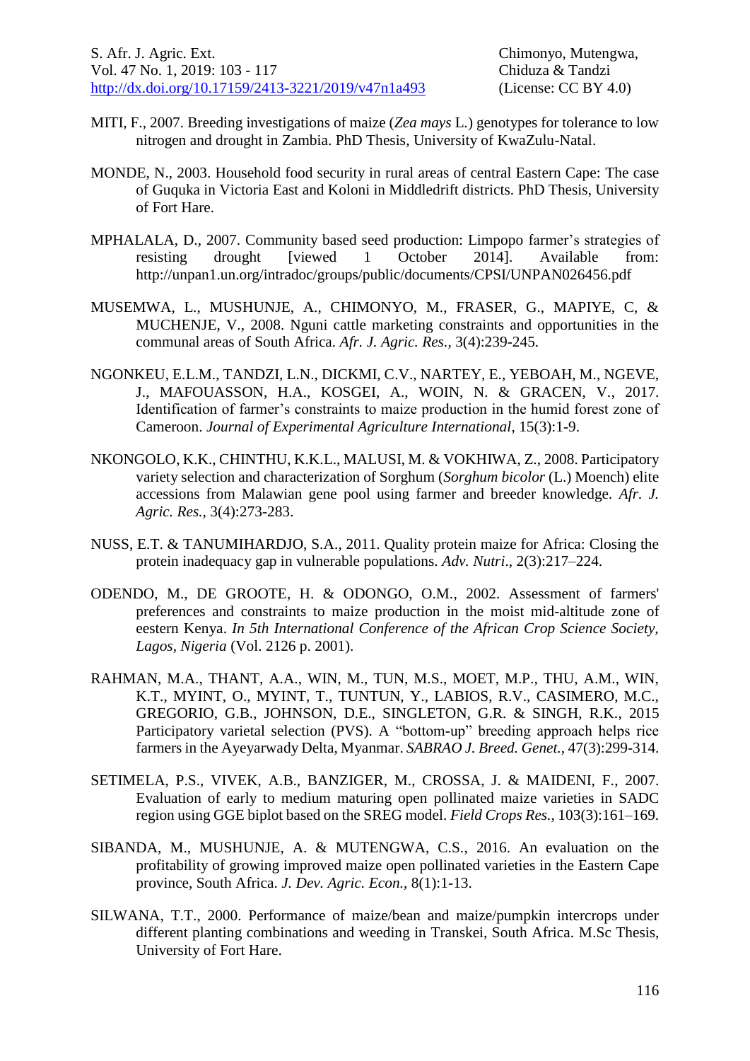MITI, F., 2007. Breeding investigations of maize (*Zea mays* L.) genotypes for tolerance to low nitrogen and drought in Zambia. PhD Thesis, University of KwaZulu-Natal.

MONDE, N., 2003. Household food security in rural areas of central Eastern Cape: The case of Guquka in Victoria East and Koloni in Middledrift districts. PhD Thesis, University of Fort Hare.

MPHALALA, D., 2007. Community based seed production: Limpopo farmer's strategies of resisting drought [viewed 1 October 2014]. Available from: http://unpan1.un.org/intradoc/groups/public/documents/CPSI/UNPAN026456.pdf

MUSEMWA, L., MUSHUNJE, A., CHIMONYO, M., FRASER, G., MAPIYE, C, & MUCHENJE, V., 2008. Nguni cattle marketing constraints and opportunities in the communal areas of South Africa. *Afr. J. Agric. Res.*, 3(4):239-245.

NGONKEU, E.L.M., TANDZI, L.N., DICKMI, C.V., NARTEY, E., YEBOAH, M., NGEVE, J., MAFOUASSON, H.A., KOSGEI, A., WOIN, N. & GRACEN, V., 2017. Identification of farmer's constraints to maize production in the humid forest zone of Cameroon. *Journal of Experimental Agriculture International*, 15(3):1-9.

NKONGOLO, K.K., CHINTHU, K.K.L., MALUSI, M. & VOKHIWA, Z., 2008. Participatory variety selection and characterization of Sorghum (*Sorghum bicolor* (L.) Moench) elite accessions from Malawian gene pool using farmer and breeder knowledge. *Afr. J. Agric. Res.*, 3(4):273-283.

NUSS, E.T. & TANUMIHARDJO, S.A., 2011. Quality protein maize for Africa: Closing the protein inadequacy gap in vulnerable populations. *Adv. Nutri*., 2(3):217–224.

ODENDO, M., DE GROOTE, H. & ODONGO, O.M., 2002. Assessment of farmers' preferences and constraints to maize production in the moist mid-altitude zone of eestern Kenya. *In 5th International Conference of the African Crop Science Society, Lagos, Nigeria* (Vol. 2126 p. 2001).

RAHMAN, M.A., THANT, A.A., WIN, M., TUN, M.S., MOET, M.P., THU, A.M., WIN, K.T., MYINT, O., MYINT, T., TUNTUN, Y., LABIOS, R.V., CASIMERO, M.C., GREGORIO, G.B., JOHNSON, D.E., SINGLETON, G.R. & SINGH, R.K., 2015 Participatory varietal selection (PVS). A "bottom-up" breeding approach helps rice farmers in the Ayeyarwady Delta, Myanmar. *SABRAO J. Breed. Genet.*, 47(3):299-314.

SETIMELA, P.S., VIVEK, A.B., BANZIGER, M., CROSSA, J. & MAIDENI, F., 2007. Evaluation of early to medium maturing open pollinated maize varieties in SADC region using GGE biplot based on the SREG model. *Field Crops Res.*, 103(3):161–169.

SIBANDA, M., MUSHUNJE, A. & MUTENGWA, C.S., 2016. An evaluation on the profitability of growing improved maize open pollinated varieties in the Eastern Cape province, South Africa. *J. Dev. Agric. Econ.*, 8(1):1-13.

SILWANA, T.T., 2000. Performance of maize/bean and maize/pumpkin intercrops under different planting combinations and weeding in Transkei, South Africa. M.Sc Thesis, University of Fort Hare.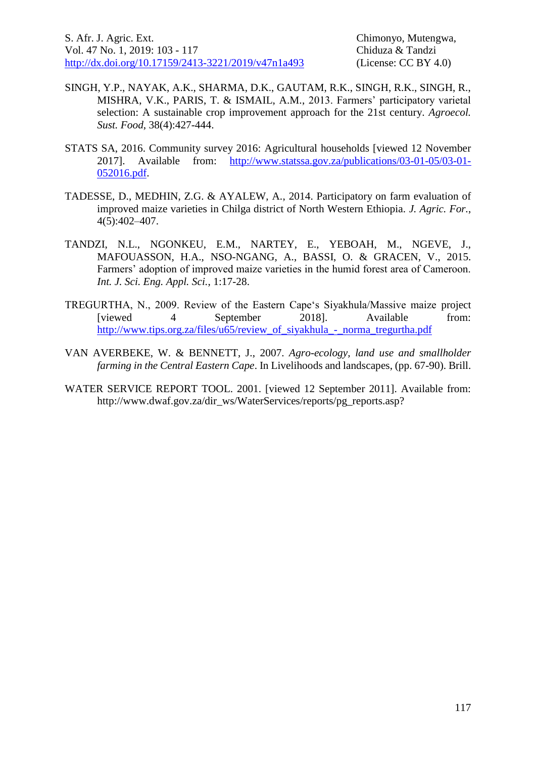SINGH, Y.P., NAYAK, A.K., SHARMA, D.K., GAUTAM, R.K., SINGH, R.K., SINGH, R., MISHRA, V.K., PARIS, T. & ISMAIL, A.M., 2013. Farmers' participatory varietal selection: A sustainable crop improvement approach for the 21st century. *Agroecol. Sust. Food*, 38(4):427-444.

STATS SA, 2016. Community survey 2016: Agricultural households [viewed 12 November 2017]. Available from: http://www.statssa.gov.za/publications/03-01-05/03-01-052016.pdf.

TADESSE, D., MEDHIN, Z.G. & AYALEW, A., 2014. Participatory on farm evaluation of improved maize varieties in Chilga district of North Western Ethiopia. *J. Agric. For.*, 4(5):402–407.

TANDZI, N.L., NGONKEU, E.M., NARTEY, E., YEBOAH, M., NGEVE, J., MAFOUASSON, H.A., NSO-NGANG, A., BASSI, O. & GRACEN, V., 2015. Farmers' adoption of improved maize varieties in the humid forest area of Cameroon. *Int. J. Sci. Eng. Appl. Sci.*, 1:17-28.

TREGURTHA, N., 2009. Review of the Eastern Cape's Siyakhula/Massive maize project [viewed 4 September 2018]. Available from: http://www.tips.org.za/files/u65/review_of_siyakhula_-_norma_tregurtha.pdf

VAN AVERBEKE, W. & BENNETT, J., 2007. *Agro-ecology, land use and smallholder farming in the Central Eastern Cape*. In Livelihoods and landscapes, (pp. 67-90). Brill.

WATER SERVICE REPORT TOOL. 2001. [viewed 12 September 2011]. Available from: http://www.dwaf.gov.za/dir_ws/WaterServices/reports/pg_reports.asp?